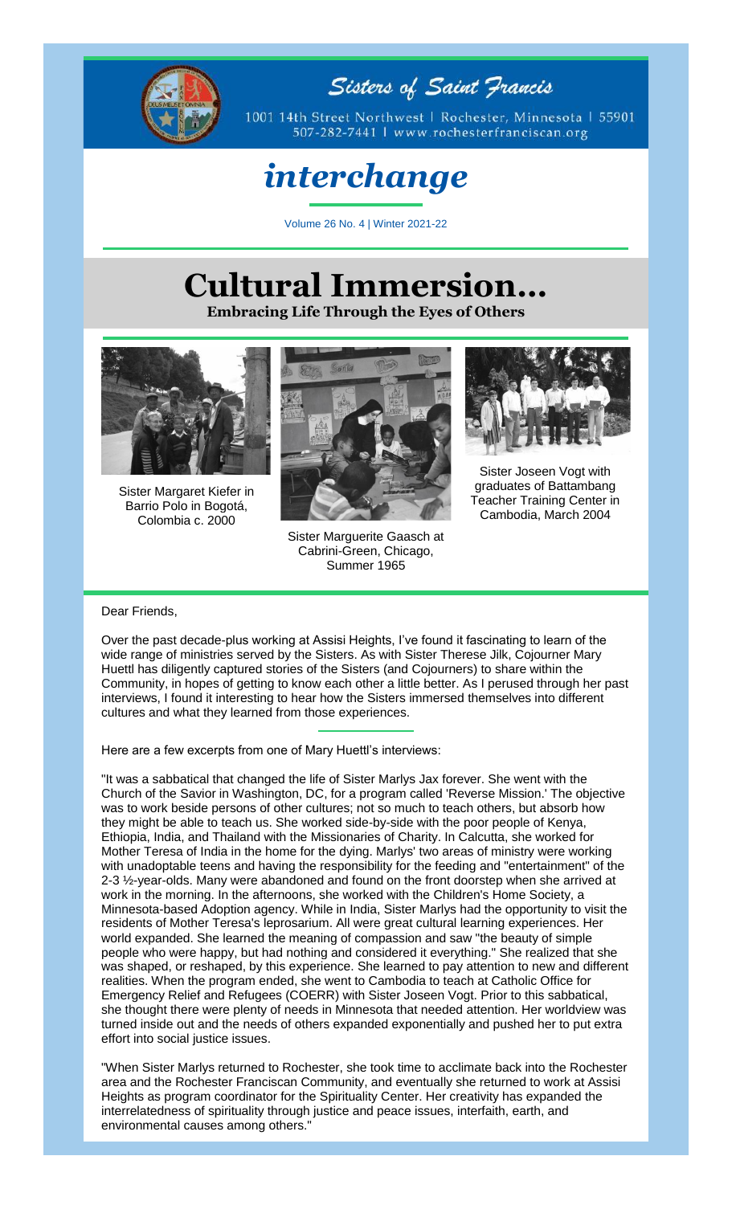# Sisters of Saint Francis

1001 14th Street Northwest | Rochester, Minnesota | 55901
507-282-7441 | www.rochesterfranciscan.org

# *interchange*

Volume 26 No. 4 | Winter 2021-22

# Cultural Immersion...

**Embracing Life Through the Eyes of Others**

Sister Margaret Kiefer in Barrio Polo in Bogotá, Colombia c. 2000

Sister Marguerite Gaasch at Cabrini-Green, Chicago, Summer 1965

Sister Joseen Vogt with graduates of Battambang Teacher Training Center in Cambodia, March 2004

Dear Friends,

Over the past decade-plus working at Assisi Heights, I've found it fascinating to learn of the wide range of ministries served by the Sisters. As with Sister Therese Jilk, Cojourner Mary Huettl has diligently captured stories of the Sisters (and Cojourners) to share within the Community, in hopes of getting to know each other a little better. As I perused through her past interviews, I found it interesting to hear how the Sisters immersed themselves into different cultures and what they learned from those experiences.

Here are a few excerpts from one of Mary Huettl's interviews:

"It was a sabbatical that changed the life of Sister Marlys Jax forever. She went with the Church of the Savior in Washington, DC, for a program called 'Reverse Mission.' The objective was to work beside persons of other cultures; not so much to teach others, but absorb how they might be able to teach us. She worked side-by-side with the poor people of Kenya, Ethiopia, India, and Thailand with the Missionaries of Charity. In Calcutta, she worked for Mother Teresa of India in the home for the dying. Marlys' two areas of ministry were working with unadoptable teens and having the responsibility for the feeding and "entertainment" of the 2-3 ½-year-olds. Many were abandoned and found on the front doorstep when she arrived at work in the morning. In the afternoons, she worked with the Children's Home Society, a Minnesota-based Adoption agency. While in India, Sister Marlys had the opportunity to visit the residents of Mother Teresa's leprosarium. All were great cultural learning experiences. Her world expanded. She learned the meaning of compassion and saw "the beauty of simple people who were happy, but had nothing and considered it everything." She realized that she was shaped, or reshaped, by this experience. She learned to pay attention to new and different realities. When the program ended, she went to Cambodia to teach at Catholic Office for Emergency Relief and Refugees (COERR) with Sister Joseen Vogt. Prior to this sabbatical, she thought there were plenty of needs in Minnesota that needed attention. Her worldview was turned inside out and the needs of others expanded exponentially and pushed her to put extra effort into social justice issues.

"When Sister Marlys returned to Rochester, she took time to acclimate back into the Rochester area and the Rochester Franciscan Community, and eventually she returned to work at Assisi Heights as program coordinator for the Spirituality Center. Her creativity has expanded the interrelatedness of spirituality through justice and peace issues, interfaith, earth, and environmental causes among others."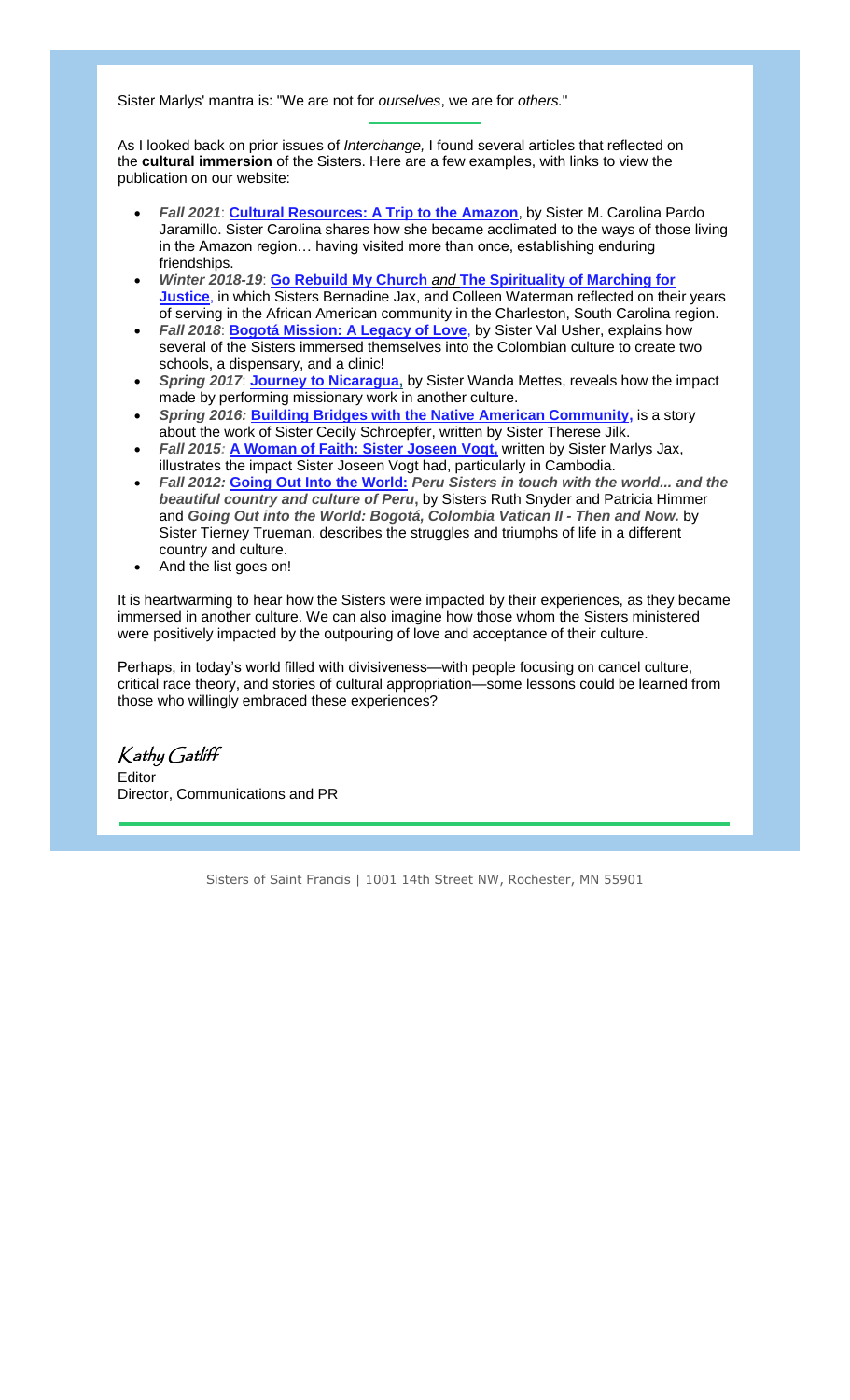Sister Marlys' mantra is: "We are not for *ourselves*, we are for *others.*"

---

As I looked back on prior issues of *Interchange,* I found several articles that reflected on the **cultural immersion** of the Sisters. Here are a few examples, with links to view the publication on our website:

- ***Fall 2021***: **Cultural Resources: A Trip to the Amazon**, by Sister M. Carolina Pardo Jaramillo. Sister Carolina shares how she became acclimated to the ways of those living in the Amazon region… having visited more than once, establishing enduring friendships.
- ***Winter 2018-19***: **Go Rebuild My Church *and* The Spirituality of Marching for Justice**, in which Sisters Bernadine Jax, and Colleen Waterman reflected on their years of serving in the African American community in the Charleston, South Carolina region.
- ***Fall 2018***: **Bogotá Mission: A Legacy of Love**, by Sister Val Usher, explains how several of the Sisters immersed themselves into the Colombian culture to create two schools, a dispensary, and a clinic!
- ***Spring 2017***: **Journey to Nicaragua,** by Sister Wanda Mettes, reveals how the impact made by performing missionary work in another culture.
- ***Spring 2016:*** **Building Bridges with the Native American Community,** is a story about the work of Sister Cecily Schroepfer, written by Sister Therese Jilk.
- ***Fall 2015:*** **A Woman of Faith: Sister Joseen Vogt,** written by Sister Marlys Jax, illustrates the impact Sister Joseen Vogt had, particularly in Cambodia.
- ***Fall 2012:*** **Going Out Into the World:** ***Peru Sisters in touch with the world... and the beautiful country and culture of Peru***, by Sisters Ruth Snyder and Patricia Himmer and ***Going Out into the World: Bogotá, Colombia Vatican II - Then and Now.*** by Sister Tierney Trueman, describes the struggles and triumphs of life in a different country and culture.
- And the list goes on!

It is heartwarming to hear how the Sisters were impacted by their experiences, as they became immersed in another culture. We can also imagine how those whom the Sisters ministered were positively impacted by the outpouring of love and acceptance of their culture.

Perhaps, in today's world filled with divisiveness—with people focusing on cancel culture, critical race theory, and stories of cultural appropriation—some lessons could be learned from those who willingly embraced these experiences?

*Kathy Gatliff*

Editor
Director, Communications and PR

---

Sisters of Saint Francis | 1001 14th Street NW, Rochester, MN 55901